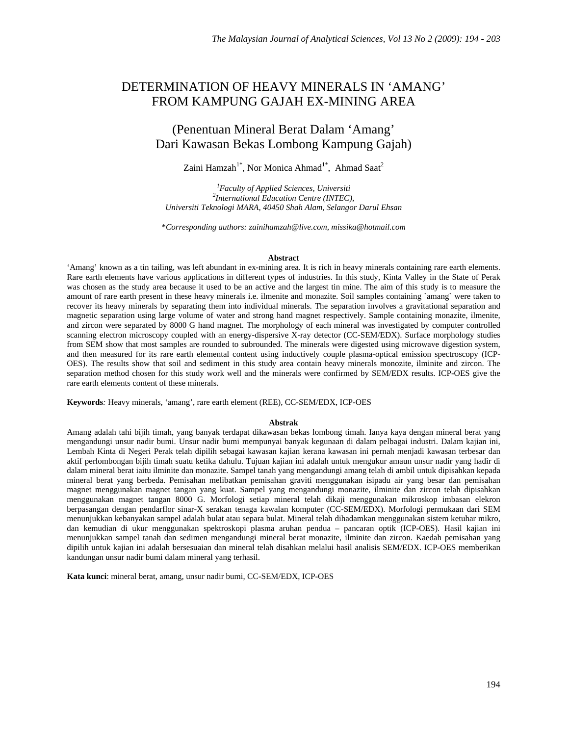# DETERMINATION OF HEAVY MINERALS IN 'AMANG' FROM KAMPUNG GAJAH EX-MINING AREA

## (Penentuan Mineral Berat Dalam 'Amang' Dari Kawasan Bekas Lombong Kampung Gajah)

Zaini Hamzah[1*], Nor Monica Ahmad[1*], Ahmad Saat[2]

[1]*Faculty of Applied Sciences, Universiti*
[2]*International Education Centre (INTEC),*
*Universiti Teknologi MARA, 40450 Shah Alam, Selangor Darul Ehsan*

*\*Corresponding authors: zainihamzah@live.com, missika@hotmail.com*

### Abstract

'Amang' known as a tin tailing, was left abundant in ex-mining area. It is rich in heavy minerals containing rare earth elements. Rare earth elements have various applications in different types of industries. In this study, Kinta Valley in the State of Perak was chosen as the study area because it used to be an active and the largest tin mine. The aim of this study is to measure the amount of rare earth present in these heavy minerals i.e. ilmenite and monazite. Soil samples containing `amang` were taken to recover its heavy minerals by separating them into individual minerals. The separation involves a gravitational separation and magnetic separation using large volume of water and strong hand magnet respectively. Sample containing monazite, ilmenite, and zircon were separated by 8000 G hand magnet. The morphology of each mineral was investigated by computer controlled scanning electron microscopy coupled with an energy-dispersive X-ray detector (CC-SEM/EDX). Surface morphology studies from SEM show that most samples are rounded to subrounded. The minerals were digested using microwave digestion system, and then measured for its rare earth elemental content using inductively couple plasma-optical emission spectroscopy (ICP-OES). The results show that soil and sediment in this study area contain heavy minerals monozite, ilminite and zircon. The separation method chosen for this study work well and the minerals were confirmed by SEM/EDX results. ICP-OES give the rare earth elements content of these minerals.

**Keywords***:* Heavy minerals, 'amang', rare earth element (REE), CC-SEM/EDX, ICP-OES

### Abstrak

Amang adalah tahi bijih timah, yang banyak terdapat dikawasan bekas lombong timah. Ianya kaya dengan mineral berat yang mengandungi unsur nadir bumi. Unsur nadir bumi mempunyai banyak kegunaan di dalam pelbagai industri. Dalam kajian ini, Lembah Kinta di Negeri Perak telah dipilih sebagai kawasan kajian kerana kawasan ini pernah menjadi kawasan terbesar dan aktif perlombongan bijih timah suatu ketika dahulu. Tujuan kajian ini adalah untuk mengukur amaun unsur nadir yang hadir di dalam mineral berat iaitu ilminite dan monazite. Sampel tanah yang mengandungi amang telah di ambil untuk dipisahkan kepada mineral berat yang berbeda. Pemisahan melibatkan pemisahan graviti menggunakan isipadu air yang besar dan pemisahan magnet menggunakan magnet tangan yang kuat. Sampel yang mengandungi monazite, ilminite dan zircon telah dipisahkan menggunakan magnet tangan 8000 G. Morfologi setiap mineral telah dikaji menggunakan mikroskop imbasan elekron berpasangan dengan pendarflor sinar-X serakan tenaga kawalan komputer (CC-SEM/EDX). Morfologi permukaan dari SEM menunjukkan kebanyakan sampel adalah bulat atau separa bulat. Mineral telah dihadamkan menggunakan sistem ketuhar mikro, dan kemudian di ukur menggunakan spektroskopi plasma aruhan pendua – pancaran optik (ICP-OES). Hasil kajian ini menunjukkan sampel tanah dan sedimen mengandungi mineral berat monazite, ilminite dan zircon. Kaedah pemisahan yang dipilih untuk kajian ini adalah bersesuaian dan mineral telah disahkan melalui hasil analisis SEM/EDX. ICP-OES memberikan kandungan unsur nadir bumi dalam mineral yang terhasil.

**Kata kunci**: mineral berat, amang, unsur nadir bumi, CC-SEM/EDX, ICP-OES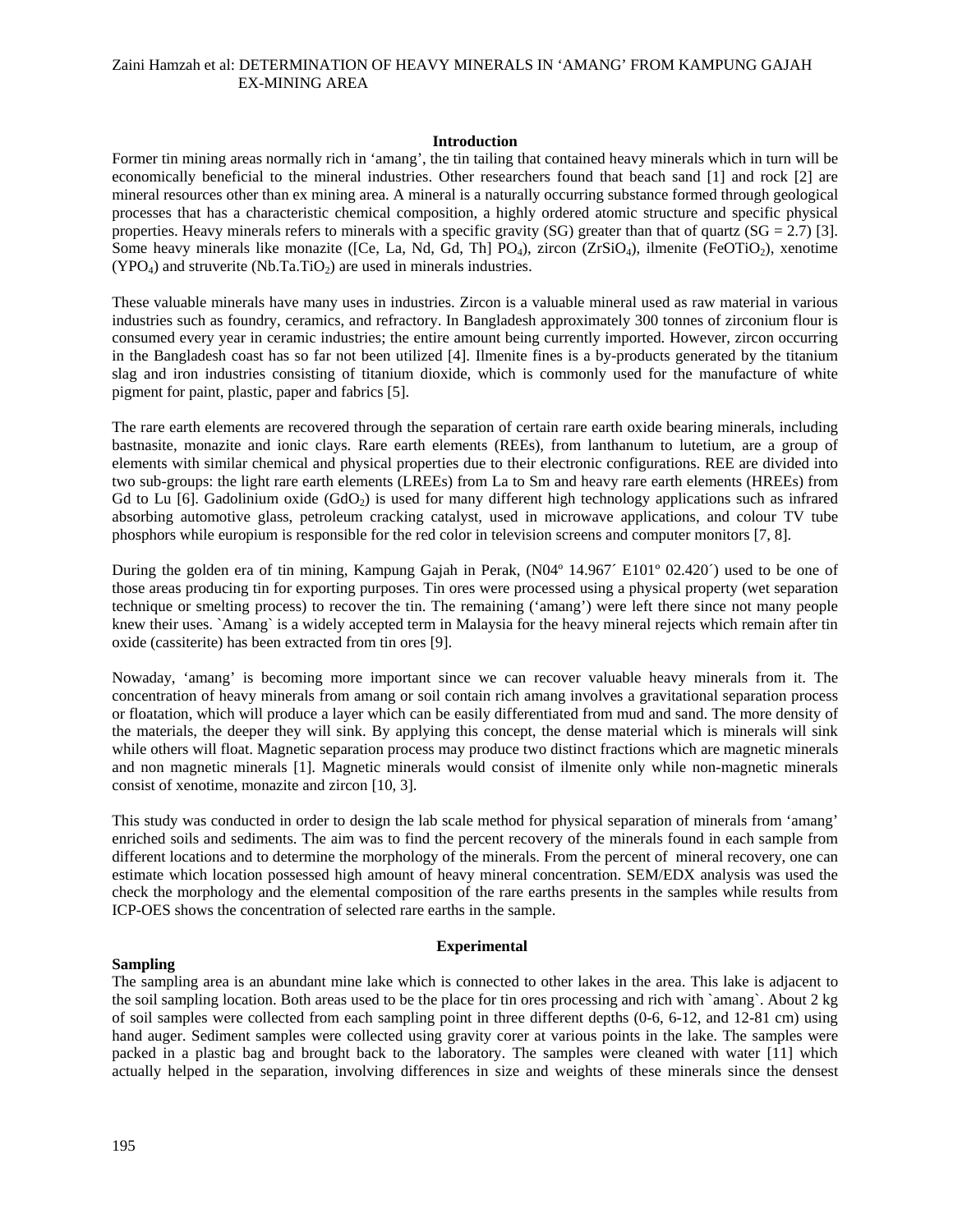## Introduction

Former tin mining areas normally rich in 'amang', the tin tailing that contained heavy minerals which in turn will be economically beneficial to the mineral industries. Other researchers found that beach sand [1] and rock [2] are mineral resources other than ex mining area. A mineral is a naturally occurring substance formed through geological processes that has a characteristic chemical composition, a highly ordered atomic structure and specific physical properties. Heavy minerals refers to minerals with a specific gravity (SG) greater than that of quartz (SG = 2.7) [3]. Some heavy minerals like monazite ([Ce, La, Nd, Gd, Th] $PO_4$), zircon ($ZrSiO_4$), ilmenite ($FeOTiO_2$), xenotime ($YPO_4$) and struverite ($Nb.Ta.TiO_2$) are used in minerals industries.

These valuable minerals have many uses in industries. Zircon is a valuable mineral used as raw material in various industries such as foundry, ceramics, and refractory. In Bangladesh approximately 300 tonnes of zirconium flour is consumed every year in ceramic industries; the entire amount being currently imported. However, zircon occurring in the Bangladesh coast has so far not been utilized [4]. Ilmenite fines is a by-products generated by the titanium slag and iron industries consisting of titanium dioxide, which is commonly used for the manufacture of white pigment for paint, plastic, paper and fabrics [5].

The rare earth elements are recovered through the separation of certain rare earth oxide bearing minerals, including bastnasite, monazite and ionic clays. Rare earth elements (REEs), from lanthanum to lutetium, are a group of elements with similar chemical and physical properties due to their electronic configurations. REE are divided into two sub-groups: the light rare earth elements (LREEs) from La to Sm and heavy rare earth elements (HREEs) from Gd to Lu [6]. Gadolinium oxide ($GdO_2$) is used for many different high technology applications such as infrared absorbing automotive glass, petroleum cracking catalyst, used in microwave applications, and colour TV tube phosphors while europium is responsible for the red color in television screens and computer monitors [7, 8].

During the golden era of tin mining, Kampung Gajah in Perak, (N04º 14.967´ E101º 02.420´) used to be one of those areas producing tin for exporting purposes. Tin ores were processed using a physical property (wet separation technique or smelting process) to recover the tin. The remaining ('amang') were left there since not many people knew their uses. `Amang` is a widely accepted term in Malaysia for the heavy mineral rejects which remain after tin oxide (cassiterite) has been extracted from tin ores [9].

Nowaday, 'amang' is becoming more important since we can recover valuable heavy minerals from it. The concentration of heavy minerals from amang or soil contain rich amang involves a gravitational separation process or floatation, which will produce a layer which can be easily differentiated from mud and sand. The more density of the materials, the deeper they will sink. By applying this concept, the dense material which is minerals will sink while others will float. Magnetic separation process may produce two distinct fractions which are magnetic minerals and non magnetic minerals [1]. Magnetic minerals would consist of ilmenite only while non-magnetic minerals consist of xenotime, monazite and zircon [10, 3].

This study was conducted in order to design the lab scale method for physical separation of minerals from 'amang' enriched soils and sediments. The aim was to find the percent recovery of the minerals found in each sample from different locations and to determine the morphology of the minerals. From the percent of mineral recovery, one can estimate which location possessed high amount of heavy mineral concentration. SEM/EDX analysis was used the check the morphology and the elemental composition of the rare earths presents in the samples while results from ICP-OES shows the concentration of selected rare earths in the sample.

## Experimental

### Sampling

The sampling area is an abundant mine lake which is connected to other lakes in the area. This lake is adjacent to the soil sampling location. Both areas used to be the place for tin ores processing and rich with `amang`. About 2 kg of soil samples were collected from each sampling point in three different depths (0-6, 6-12, and 12-81 cm) using hand auger. Sediment samples were collected using gravity corer at various points in the lake. The samples were packed in a plastic bag and brought back to the laboratory. The samples were cleaned with water [11] which actually helped in the separation, involving differences in size and weights of these minerals since the densest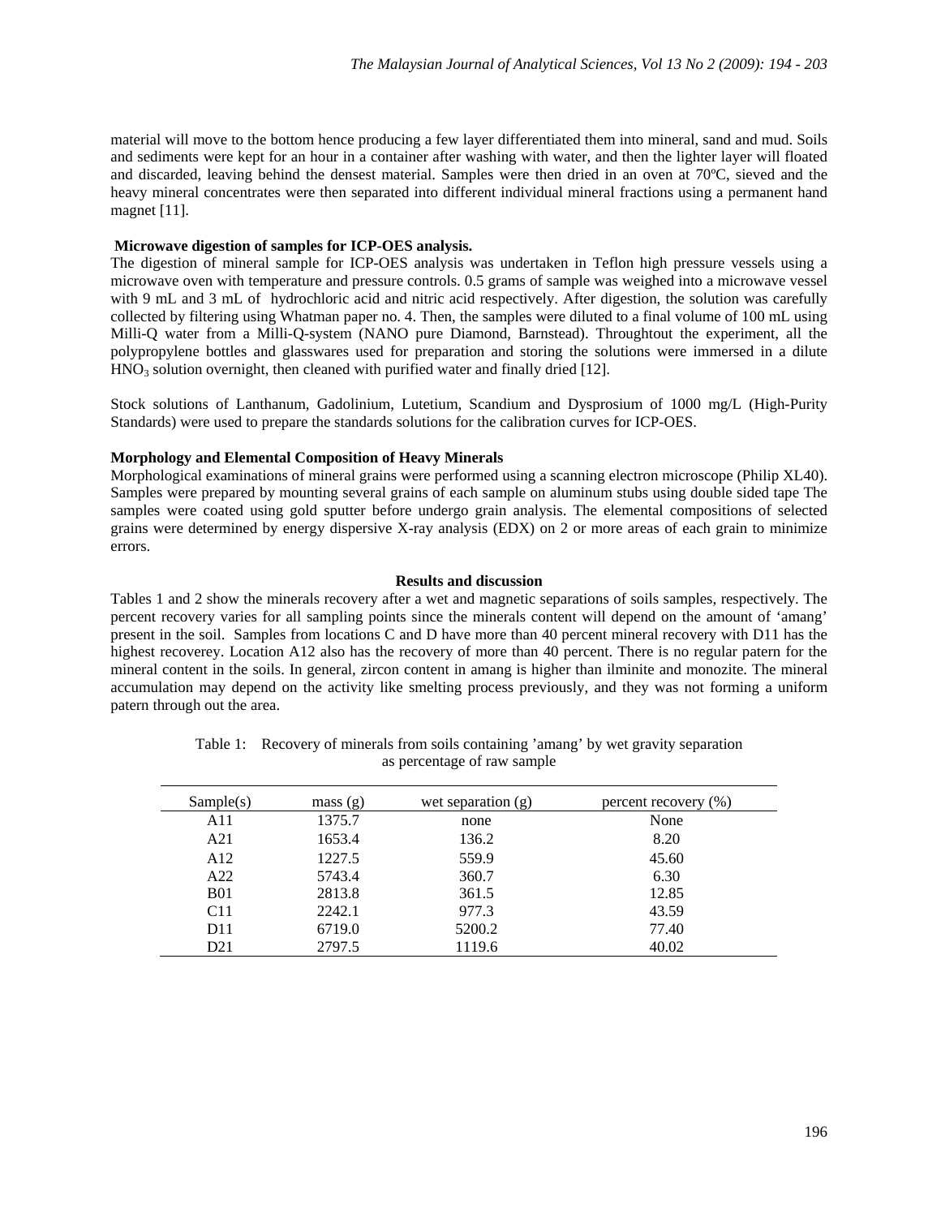material will move to the bottom hence producing a few layer differentiated them into mineral, sand and mud. Soils and sediments were kept for an hour in a container after washing with water, and then the lighter layer will floated and discarded, leaving behind the densest material. Samples were then dried in an oven at 70ºC, sieved and the heavy mineral concentrates were then separated into different individual mineral fractions using a permanent hand magnet [11].

**Microwave digestion of samples for ICP-OES analysis.**

The digestion of mineral sample for ICP-OES analysis was undertaken in Teflon high pressure vessels using a microwave oven with temperature and pressure controls. 0.5 grams of sample was weighed into a microwave vessel with 9 mL and 3 mL of hydrochloric acid and nitric acid respectively. After digestion, the solution was carefully collected by filtering using Whatman paper no. 4. Then, the samples were diluted to a final volume of 100 mL using Milli-Q water from a Milli-Q-system (NANO pure Diamond, Barnstead). Throughtout the experiment, all the polypropylene bottles and glasswares used for preparation and storing the solutions were immersed in a dilute $HNO_3$ solution overnight, then cleaned with purified water and finally dried [12].

Stock solutions of Lanthanum, Gadolinium, Lutetium, Scandium and Dysprosium of 1000 mg/L (High-Purity Standards) were used to prepare the standards solutions for the calibration curves for ICP-OES.

**Morphology and Elemental Composition of Heavy Minerals**

Morphological examinations of mineral grains were performed using a scanning electron microscope (Philip XL40). Samples were prepared by mounting several grains of each sample on aluminum stubs using double sided tape The samples were coated using gold sputter before undergo grain analysis. The elemental compositions of selected grains were determined by energy dispersive X-ray analysis (EDX) on 2 or more areas of each grain to minimize errors.

## Results and discussion

Tables 1 and 2 show the minerals recovery after a wet and magnetic separations of soils samples, respectively. The percent recovery varies for all sampling points since the minerals content will depend on the amount of 'amang' present in the soil. Samples from locations C and D have more than 40 percent mineral recovery with D11 has the highest recoverey. Location A12 also has the recovery of more than 40 percent. There is no regular patern for the mineral content in the soils. In general, zircon content in amang is higher than ilminite and monozite. The mineral accumulation may depend on the activity like smelting process previously, and they was not forming a uniform patern through out the area.

Table 1: Recovery of minerals from soils containing 'amang' by wet gravity separation as percentage of raw sample

| Sample(s) | mass (g) | wet separation (g) | percent recovery (%) |
|---|---|---|---|
| A11 | 1375.7 | none | None |
| A21 | 1653.4 | 136.2 | 8.20 |
| A12 | 1227.5 | 559.9 | 45.60 |
| A22 | 5743.4 | 360.7 | 6.30 |
| B01 | 2813.8 | 361.5 | 12.85 |
| C11 | 2242.1 | 977.3 | 43.59 |
| D11 | 6719.0 | 5200.2 | 77.40 |
| D21 | 2797.5 | 1119.6 | 40.02 |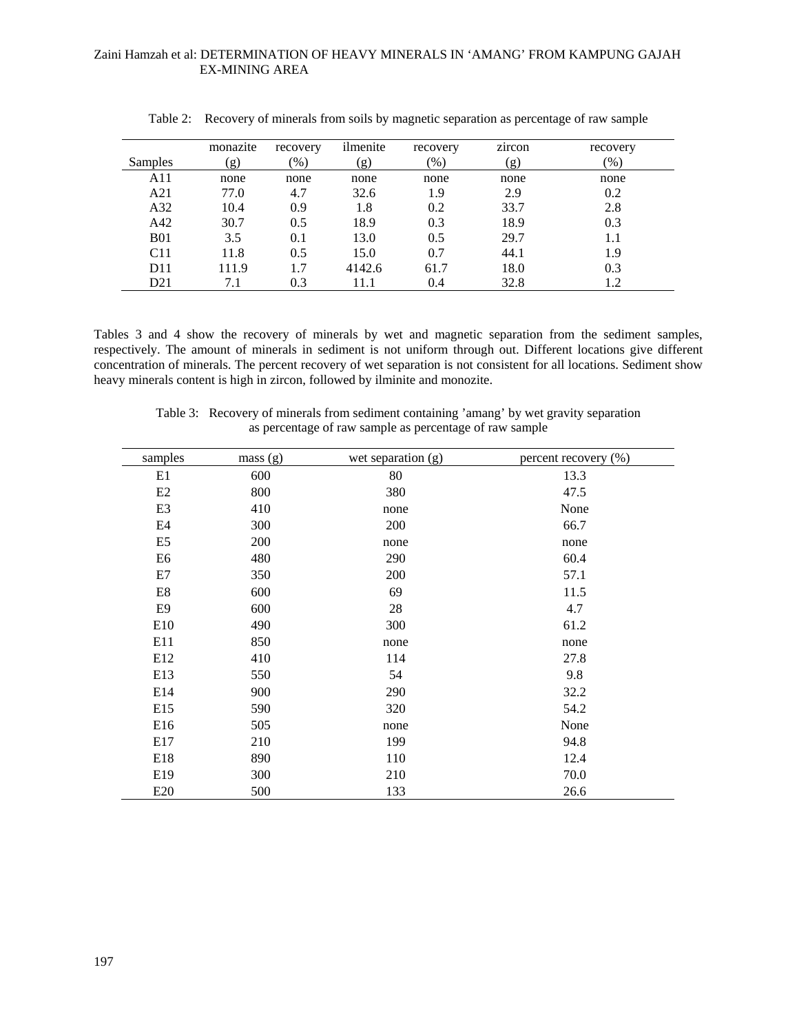Table 2: Recovery of minerals from soils by magnetic separation as percentage of raw sample

| Samples | monazite (g) | recovery (%) | ilmenite (g) | recovery (%) | zircon (g) | recovery (%) |
|---|---|---|---|---|---|---|
| A11 | none | none | none | none | none | none |
| A21 | 77.0 | 4.7 | 32.6 | 1.9 | 2.9 | 0.2 |
| A32 | 10.4 | 0.9 | 1.8 | 0.2 | 33.7 | 2.8 |
| A42 | 30.7 | 0.5 | 18.9 | 0.3 | 18.9 | 0.3 |
| B01 | 3.5 | 0.1 | 13.0 | 0.5 | 29.7 | 1.1 |
| C11 | 11.8 | 0.5 | 15.0 | 0.7 | 44.1 | 1.9 |
| D11 | 111.9 | 1.7 | 4142.6 | 61.7 | 18.0 | 0.3 |
| D21 | 7.1 | 0.3 | 11.1 | 0.4 | 32.8 | 1.2 |

Tables 3 and 4 show the recovery of minerals by wet and magnetic separation from the sediment samples, respectively. The amount of minerals in sediment is not uniform through out. Different locations give different concentration of minerals. The percent recovery of wet separation is not consistent for all locations. Sediment show heavy minerals content is high in zircon, followed by ilminite and monozite.

Table 3: Recovery of minerals from sediment containing 'amang' by wet gravity separation as percentage of raw sample as percentage of raw sample

| samples | mass (g) | wet separation (g) | percent recovery (%) |
|---|---|---|---|
| E1 | 600 | 80 | 13.3 |
| E2 | 800 | 380 | 47.5 |
| E3 | 410 | none | None |
| E4 | 300 | 200 | 66.7 |
| E5 | 200 | none | none |
| E6 | 480 | 290 | 60.4 |
| E7 | 350 | 200 | 57.1 |
| E8 | 600 | 69 | 11.5 |
| E9 | 600 | 28 | 4.7 |
| E10 | 490 | 300 | 61.2 |
| E11 | 850 | none | none |
| E12 | 410 | 114 | 27.8 |
| E13 | 550 | 54 | 9.8 |
| E14 | 900 | 290 | 32.2 |
| E15 | 590 | 320 | 54.2 |
| E16 | 505 | none | None |
| E17 | 210 | 199 | 94.8 |
| E18 | 890 | 110 | 12.4 |
| E19 | 300 | 210 | 70.0 |
| E20 | 500 | 133 | 26.6 |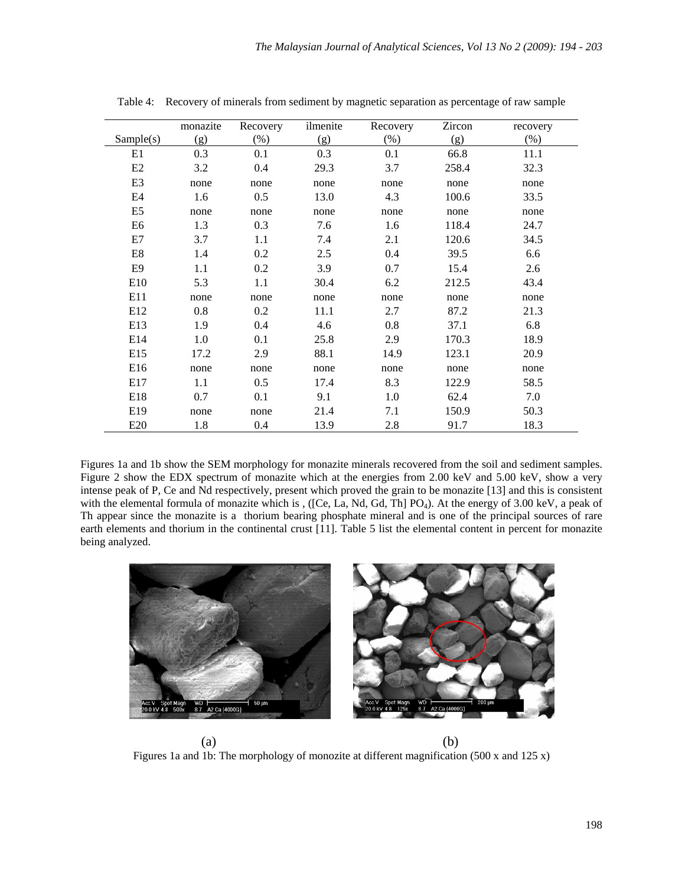Table 4: Recovery of minerals from sediment by magnetic separation as percentage of raw sample

| Sample(s) | monazite (g) | Recovery (%) | ilmenite (g) | Recovery (%) | Zircon (g) | recovery (%) |
|---|---|---|---|---|---|---|
| E1 | 0.3 | 0.1 | 0.3 | 0.1 | 66.8 | 11.1 |
| E2 | 3.2 | 0.4 | 29.3 | 3.7 | 258.4 | 32.3 |
| E3 | none | none | none | none | none | none |
| E4 | 1.6 | 0.5 | 13.0 | 4.3 | 100.6 | 33.5 |
| E5 | none | none | none | none | none | none |
| E6 | 1.3 | 0.3 | 7.6 | 1.6 | 118.4 | 24.7 |
| E7 | 3.7 | 1.1 | 7.4 | 2.1 | 120.6 | 34.5 |
| E8 | 1.4 | 0.2 | 2.5 | 0.4 | 39.5 | 6.6 |
| E9 | 1.1 | 0.2 | 3.9 | 0.7 | 15.4 | 2.6 |
| E10 | 5.3 | 1.1 | 30.4 | 6.2 | 212.5 | 43.4 |
| E11 | none | none | none | none | none | none |
| E12 | 0.8 | 0.2 | 11.1 | 2.7 | 87.2 | 21.3 |
| E13 | 1.9 | 0.4 | 4.6 | 0.8 | 37.1 | 6.8 |
| E14 | 1.0 | 0.1 | 25.8 | 2.9 | 170.3 | 18.9 |
| E15 | 17.2 | 2.9 | 88.1 | 14.9 | 123.1 | 20.9 |
| E16 | none | none | none | none | none | none |
| E17 | 1.1 | 0.5 | 17.4 | 8.3 | 122.9 | 58.5 |
| E18 | 0.7 | 0.1 | 9.1 | 1.0 | 62.4 | 7.0 |
| E19 | none | none | 21.4 | 7.1 | 150.9 | 50.3 |
| E20 | 1.8 | 0.4 | 13.9 | 2.8 | 91.7 | 18.3 |

Figures 1a and 1b show the SEM morphology for monazite minerals recovered from the soil and sediment samples. Figure 2 show the EDX spectrum of monazite which at the energies from 2.00 keV and 5.00 keV, show a very intense peak of P, Ce and Nd respectively, present which proved the grain to be monazite [13] and this is consistent with the elemental formula of monazite which is , ([Ce, La, Nd, Gd, Th] $PO_4$). At the energy of 3.00 keV, a peak of Th appear since the monazite is a thorium bearing phosphate mineral and is one of the principal sources of rare earth elements and thorium in the continental crust [11]. Table 5 list the elemental content in percent for monazite being analyzed.

(a) (b)

Figures 1a and 1b: The morphology of monozite at different magnification (500 x and 125 x)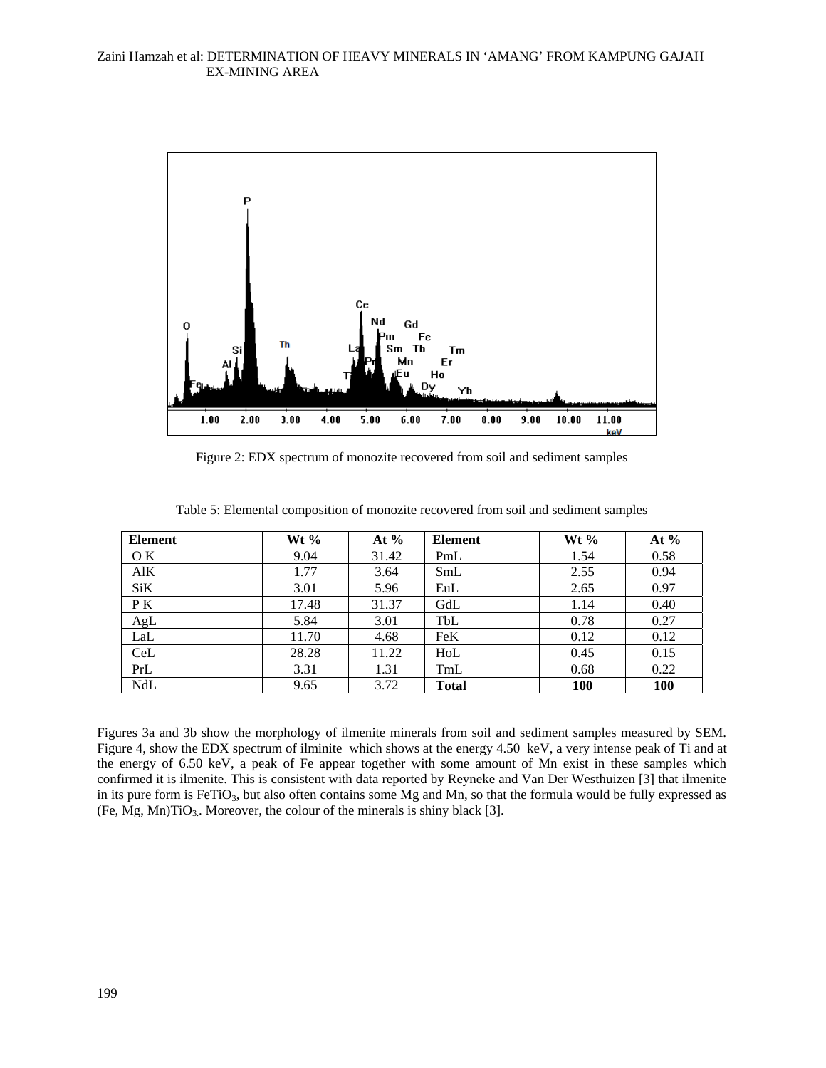Figure 2: EDX spectrum of monozite recovered from soil and sediment samples

Table 5: Elemental composition of monozite recovered from soil and sediment samples

| Element | Wt % | At % | Element | Wt % | At % |
|---|---|---|---|---|---|
| O K | 9.04 | 31.42 | PmL | 1.54 | 0.58 |
| AlK | 1.77 | 3.64 | SmL | 2.55 | 0.94 |
| SiK | 3.01 | 5.96 | EuL | 2.65 | 0.97 |
| P K | 17.48 | 31.37 | GdL | 1.14 | 0.40 |
| AgL | 5.84 | 3.01 | TbL | 0.78 | 0.27 |
| LaL | 11.70 | 4.68 | FeK | 0.12 | 0.12 |
| CeL | 28.28 | 11.22 | HoL | 0.45 | 0.15 |
| PrL | 3.31 | 1.31 | TmL | 0.68 | 0.22 |
| NdL | 9.65 | 3.72 | **Total** | **100** | **100** |

Figures 3a and 3b show the morphology of ilmenite minerals from soil and sediment samples measured by SEM. Figure 4, show the EDX spectrum of ilminite which shows at the energy 4.50 keV, a very intense peak of Ti and at the energy of 6.50 keV, a peak of Fe appear together with some amount of Mn exist in these samples which confirmed it is ilmenite. This is consistent with data reported by Reyneke and Van Der Westhuizen [3] that ilmenite in its pure form is $FeTiO_3$, but also often contains some Mg and Mn, so that the formula would be fully expressed as (Fe, Mg, Mn)$TiO_3$. Moreover, the colour of the minerals is shiny black [3].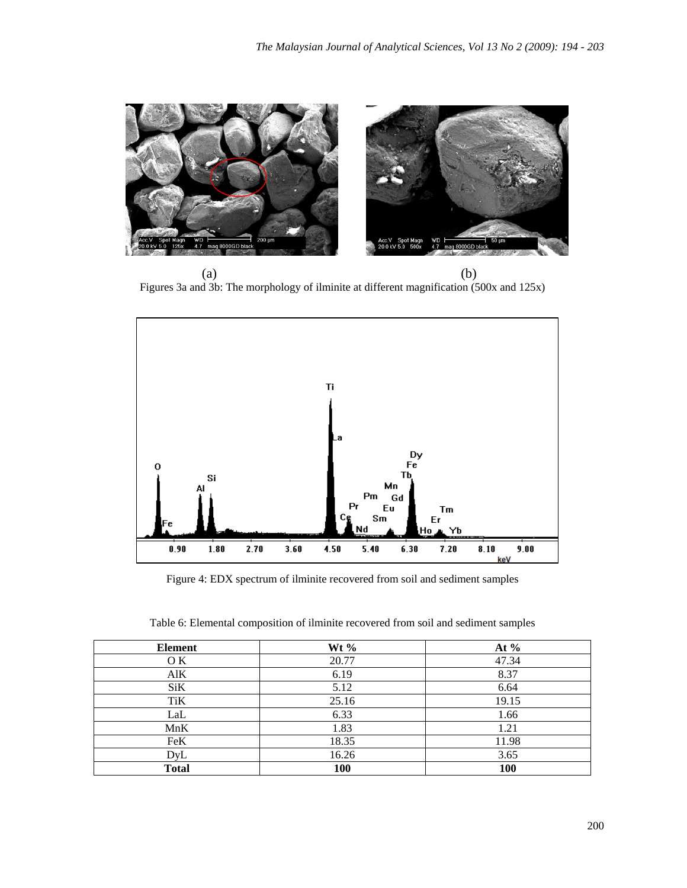(a) (b)

Figures 3a and 3b: The morphology of ilminite at different magnification (500x and 125x)

Figure 4: EDX spectrum of ilminite recovered from soil and sediment samples

Table 6: Elemental composition of ilminite recovered from soil and sediment samples

| Element | Wt % | At % |
| --- | --- | --- |
| O K | 20.77 | 47.34 |
| AlK | 6.19 | 8.37 |
| SiK | 5.12 | 6.64 |
| TiK | 25.16 | 19.15 |
| LaL | 6.33 | 1.66 |
| MnK | 1.83 | 1.21 |
| FeK | 18.35 | 11.98 |
| DyL | 16.26 | 3.65 |
| **Total** | **100** | **100** |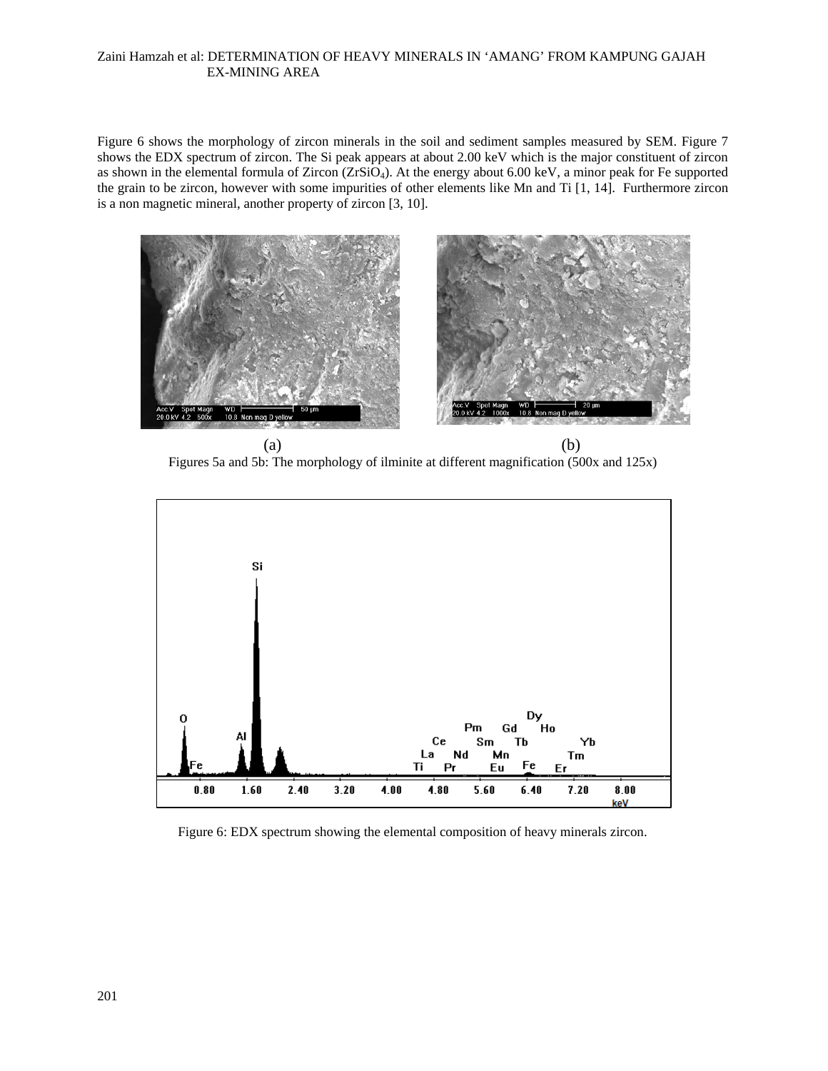Figure 6 shows the morphology of zircon minerals in the soil and sediment samples measured by SEM. Figure 7 shows the EDX spectrum of zircon. The Si peak appears at about 2.00 keV which is the major constituent of zircon as shown in the elemental formula of Zircon ($ZrSiO_4$). At the energy about 6.00 keV, a minor peak for Fe supported the grain to be zircon, however with some impurities of other elements like Mn and Ti [1, 14]. Furthermore zircon is a non magnetic mineral, another property of zircon [3, 10].

(a) (b)

Figures 5a and 5b: The morphology of ilminite at different magnification (500x and 125x)

Figure 6: EDX spectrum showing the elemental composition of heavy minerals zircon.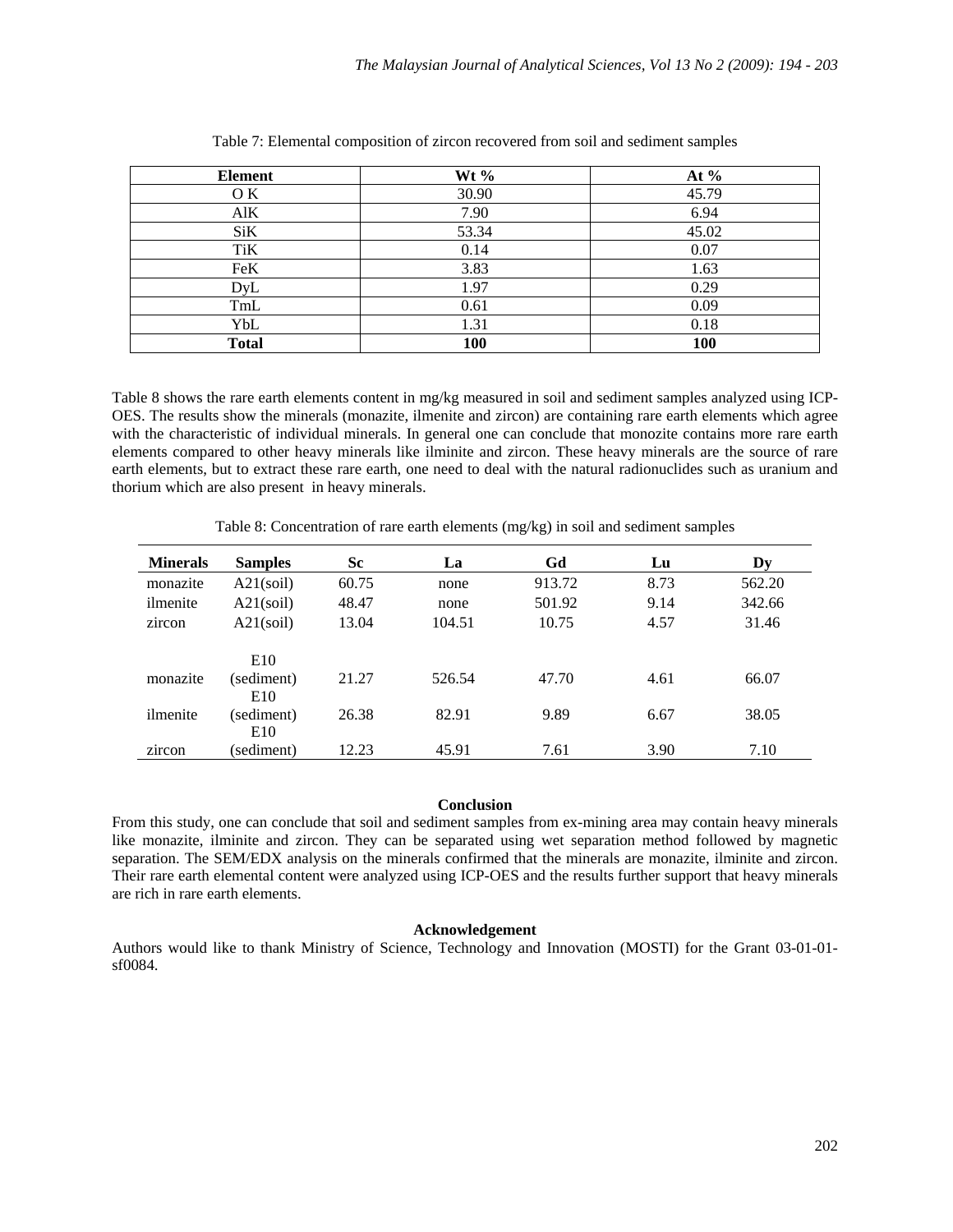Table 7: Elemental composition of zircon recovered from soil and sediment samples

| Element | Wt % | At % |
|---|---|---|
| O K | 30.90 | 45.79 |
| AlK | 7.90 | 6.94 |
| SiK | 53.34 | 45.02 |
| TiK | 0.14 | 0.07 |
| FeK | 3.83 | 1.63 |
| DyL | 1.97 | 0.29 |
| TmL | 0.61 | 0.09 |
| YbL | 1.31 | 0.18 |
| **Total** | **100** | **100** |

Table 8 shows the rare earth elements content in mg/kg measured in soil and sediment samples analyzed using ICP-OES. The results show the minerals (monazite, ilmenite and zircon) are containing rare earth elements which agree with the characteristic of individual minerals. In general one can conclude that monozite contains more rare earth elements compared to other heavy minerals like ilminite and zircon. These heavy minerals are the source of rare earth elements, but to extract these rare earth, one need to deal with the natural radionuclides such as uranium and thorium which are also present in heavy minerals.

Table 8: Concentration of rare earth elements (mg/kg) in soil and sediment samples

| Minerals | Samples | Sc | La | Gd | Lu | Dy |
|---|---|---|---|---|---|---|
| monazite | A21(soil) | 60.75 | none | 913.72 | 8.73 | 562.20 |
| ilmenite | A21(soil) | 48.47 | none | 501.92 | 9.14 | 342.66 |
| zircon | A21(soil) | 13.04 | 104.51 | 10.75 | 4.57 | 31.46 |
| monazite | E10 (sediment) | 21.27 | 526.54 | 47.70 | 4.61 | 66.07 |
| ilmenite | E10 (sediment) | 26.38 | 82.91 | 9.89 | 6.67 | 38.05 |
| zircon | E10 (sediment) | 12.23 | 45.91 | 7.61 | 3.90 | 7.10 |

## Conclusion

From this study, one can conclude that soil and sediment samples from ex-mining area may contain heavy minerals like monazite, ilminite and zircon. They can be separated using wet separation method followed by magnetic separation. The SEM/EDX analysis on the minerals confirmed that the minerals are monazite, ilminite and zircon. Their rare earth elemental content were analyzed using ICP-OES and the results further support that heavy minerals are rich in rare earth elements.

## Acknowledgement

Authors would like to thank Ministry of Science, Technology and Innovation (MOSTI) for the Grant 03-01-01-sf0084.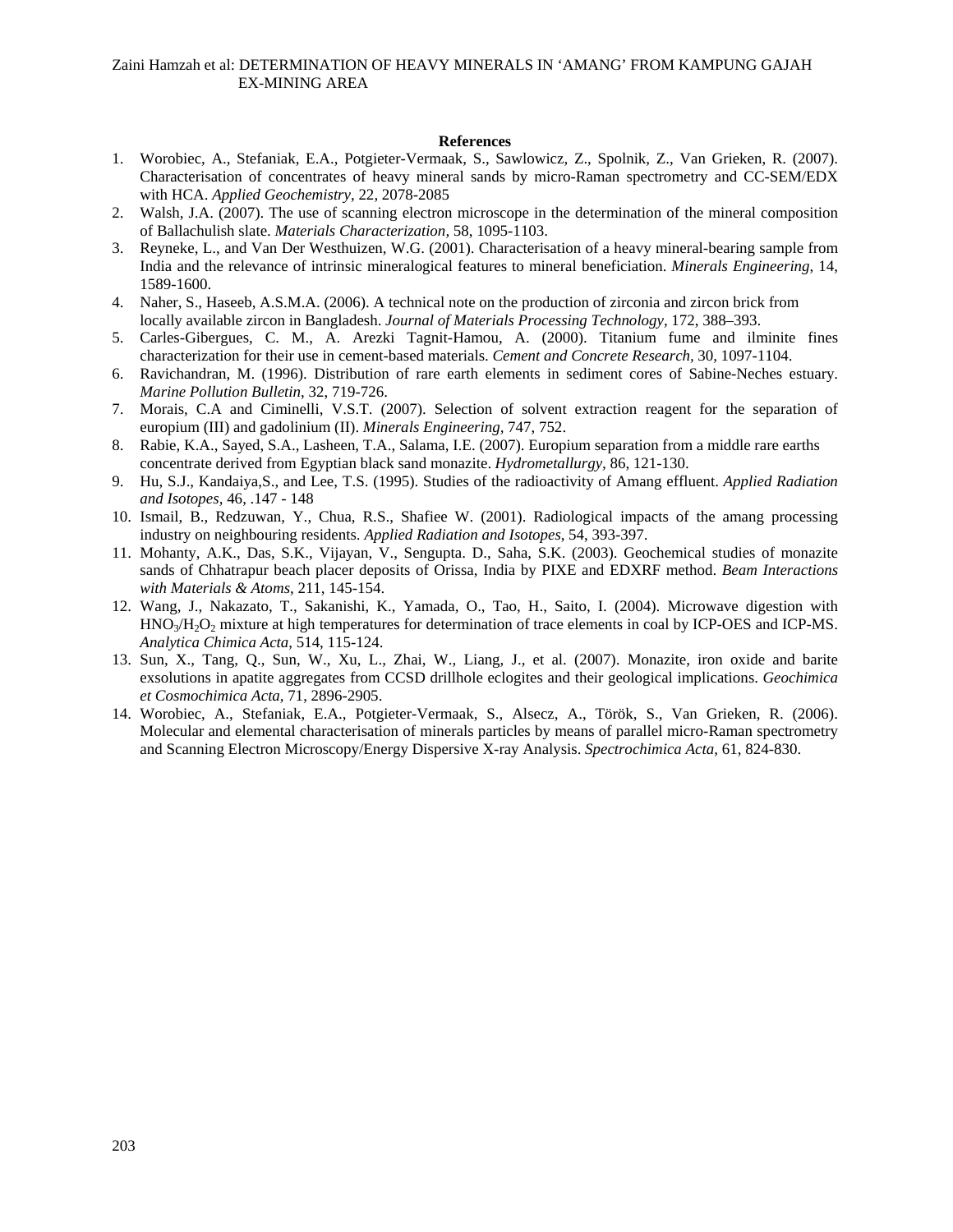## References

1. Worobiec, A., Stefaniak, E.A., Potgieter-Vermaak, S., Sawlowicz, Z., Spolnik, Z., Van Grieken, R. (2007). Characterisation of concentrates of heavy mineral sands by micro-Raman spectrometry and CC-SEM/EDX with HCA. *Applied Geochemistry*, 22, 2078-2085
2. Walsh, J.A. (2007). The use of scanning electron microscope in the determination of the mineral composition of Ballachulish slate. *Materials Characterization,* 58, 1095-1103.
3. Reyneke, L., and Van Der Westhuizen, W.G. (2001). Characterisation of a heavy mineral-bearing sample from India and the relevance of intrinsic mineralogical features to mineral beneficiation. *Minerals Engineering,* 14, 1589-1600.
4. Naher, S., Haseeb, A.S.M.A. (2006). A technical note on the production of zirconia and zircon brick from locally available zircon in Bangladesh. *Journal of Materials Processing Technology*, 172, 388–393.
5. Carles-Gibergues, C. M., A. Arezki Tagnit-Hamou, A. (2000). Titanium fume and ilminite fines characterization for their use in cement-based materials. *Cement and Concrete Research,* 30, 1097-1104.
6. Ravichandran, M. (1996). Distribution of rare earth elements in sediment cores of Sabine-Neches estuary. *Marine Pollution Bulletin*, 32, 719-726.
7. Morais, C.A and Ciminelli, V.S.T. (2007). Selection of solvent extraction reagent for the separation of europium (III) and gadolinium (II). *Minerals Engineering*, 747, 752.
8. Rabie, K.A., Sayed, S.A., Lasheen, T.A., Salama, I.E. (2007). Europium separation from a middle rare earths concentrate derived from Egyptian black sand monazite. *Hydrometallurgy,* 86, 121-130.
9. Hu, S.J., Kandaiya,S., and Lee, T.S. (1995). Studies of the radioactivity of Amang effluent. *Applied Radiation and Isotopes*, 46, .147 - 148
10. Ismail, B., Redzuwan, Y., Chua, R.S., Shafiee W. (2001). Radiological impacts of the amang processing industry on neighbouring residents. *Applied Radiation and Isotopes*, 54, 393-397.
11. Mohanty, A.K., Das, S.K., Vijayan, V., Sengupta. D., Saha, S.K. (2003). Geochemical studies of monazite sands of Chhatrapur beach placer deposits of Orissa, India by PIXE and EDXRF method. *Beam Interactions with Materials & Atoms*, 211, 145-154.
12. Wang, J., Nakazato, T., Sakanishi, K., Yamada, O., Tao, H., Saito, I. (2004). Microwave digestion with $HNO_3/H_2O_2$ mixture at high temperatures for determination of trace elements in coal by ICP-OES and ICP-MS. *Analytica Chimica Acta*, 514, 115-124.
13. Sun, X., Tang, Q., Sun, W., Xu, L., Zhai, W., Liang, J., et al. (2007). Monazite, iron oxide and barite exsolutions in apatite aggregates from CCSD drillhole eclogites and their geological implications. *Geochimica et Cosmochimica Acta*, 71, 2896-2905.
14. Worobiec, A., Stefaniak, E.A., Potgieter-Vermaak, S., Alsecz, A., Török, S., Van Grieken, R. (2006). Molecular and elemental characterisation of minerals particles by means of parallel micro-Raman spectrometry and Scanning Electron Microscopy/Energy Dispersive X-ray Analysis. *Spectrochimica Acta*, 61, 824-830.